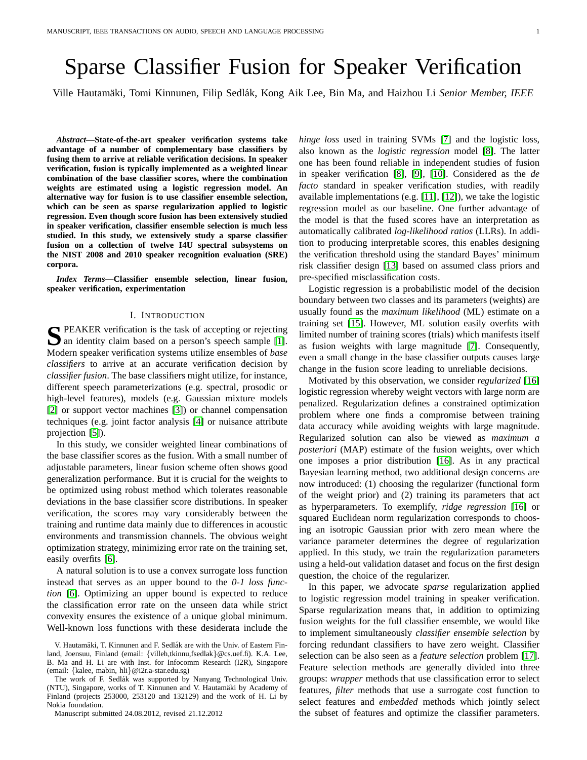# Sparse Classifier Fusion for Speaker Verification

Ville Hautamäki, Tomi Kinnunen, Filip Sedlák, Kong Aik Lee, Bin Ma, and Haizhou Li *Senior Member, IEEE*

***Abstract*—State-of-the-art speaker verification systems take advantage of a number of complementary base classifiers by fusing them to arrive at reliable verification decisions. In speaker verification, fusion is typically implemented as a weighted linear combination of the base classifier scores, where the combination weights are estimated using a logistic regression model. An alternative way for fusion is to use classifier ensemble selection, which can be seen as sparse regularization applied to logistic regression. Even though score fusion has been extensively studied in speaker verification, classifier ensemble selection is much less studied. In this study, we extensively study a sparse classifier fusion on a collection of twelve I4U spectral subsystems on the NIST 2008 and 2010 speaker recognition evaluation (SRE) corpora.**

***Index Terms*—Classifier ensemble selection, linear fusion, speaker verification, experimentation**

## I. Introduction

SPEAKER verification is the task of accepting or rejecting an identity claim based on a person's speech sample [1]. Modern speaker verification systems utilize ensembles of *base classifiers* to arrive at an accurate verification decision by *classifier fusion*. The base classifiers might utilize, for instance, different speech parameterizations (e.g. spectral, prosodic or high-level features), models (e.g. Gaussian mixture models [2] or support vector machines [3]) or channel compensation techniques (e.g. joint factor analysis [4] or nuisance attribute projection [5]).

In this study, we consider weighted linear combinations of the base classifier scores as the fusion. With a small number of adjustable parameters, linear fusion scheme often shows good generalization performance. But it is crucial for the weights to be optimized using robust method which tolerates reasonable deviations in the base classifier score distributions. In speaker verification, the scores may vary considerably between the training and runtime data mainly due to differences in acoustic environments and transmission channels. The obvious weight optimization strategy, minimizing error rate on the training set, easily overfits [6].

A natural solution is to use a convex surrogate loss function instead that serves as an upper bound to the *0-1 loss function* [6]. Optimizing an upper bound is expected to reduce the classification error rate on the unseen data while strict convexity ensures the existence of a unique global minimum. Well-known loss functions with these desiderata include the *hinge loss* used in training SVMs [7] and the logistic loss, also known as the *logistic regression* model [8]. The latter one has been found reliable in independent studies of fusion in speaker verification [8], [9], [10]. Considered as the *de facto* standard in speaker verification studies, with readily available implementations (e.g. [11], [12]), we take the logistic regression model as our baseline. One further advantage of the model is that the fused scores have an interpretation as automatically calibrated *log-likelihood ratios* (LLRs). In addition to producing interpretable scores, this enables designing the verification threshold using the standard Bayes' minimum risk classifier design [13] based on assumed class priors and pre-specified misclassification costs.

Logistic regression is a probabilistic model of the decision boundary between two classes and its parameters (weights) are usually found as the *maximum likelihood* (ML) estimate on a training set [15]. However, ML solution easily overfits with limited number of training scores (trials) which manifests itself as fusion weights with large magnitude [7]. Consequently, even a small change in the base classifier outputs causes large change in the fusion score leading to unreliable decisions.

Motivated by this observation, we consider *regularized* [16] logistic regression whereby weight vectors with large norm are penalized. Regularization defines a constrained optimization problem where one finds a compromise between training data accuracy while avoiding weights with large magnitude. Regularized solution can also be viewed as *maximum a posteriori* (MAP) estimate of the fusion weights, over which one imposes a prior distribution [16]. As in any practical Bayesian learning method, two additional design concerns are now introduced: (1) choosing the regularizer (functional form of the weight prior) and (2) training its parameters that act as hyperparameters. To exemplify, *ridge regression* [16] or squared Euclidean norm regularization corresponds to choosing an isotropic Gaussian prior with zero mean where the variance parameter determines the degree of regularization applied. In this study, we train the regularization parameters using a held-out validation dataset and focus on the first design question, the choice of the regularizer.

In this paper, we advocate *sparse* regularization applied to logistic regression model training in speaker verification. Sparse regularization means that, in addition to optimizing fusion weights for the full classifier ensemble, we would like to implement simultaneously *classifier ensemble selection* by forcing redundant classifiers to have zero weight. Classifier selection can be also seen as a *feature selection* problem [17]. Feature selection methods are generally divided into three groups: *wrapper* methods that use classification error to select features, *filter* methods that use a surrogate cost function to select features and *embedded* methods which jointly select the subset of features and optimize the classifier parameters.

V. Hautamäki, T. Kinnunen and F. Sedlák are with the Univ. of Eastern Finland, Joensuu, Finland (email: {villeh,tkinnu,fsedlak}@cs.uef.fi). K.A. Lee, B. Ma and H. Li are with Inst. for Infocomm Research (I2R), Singapore (email: {kalee, mabin, hli}@i2r.a-star.edu.sg)

The work of F. Sedlák was supported by Nanyang Technological Univ. (NTU), Singapore, works of T. Kinnunen and V. Hautamäki by Academy of Finland (projects 253000, 253120 and 132129) and the work of H. Li by Nokia foundation.

Manuscript submitted 24.08.2012, revised 21.12.2012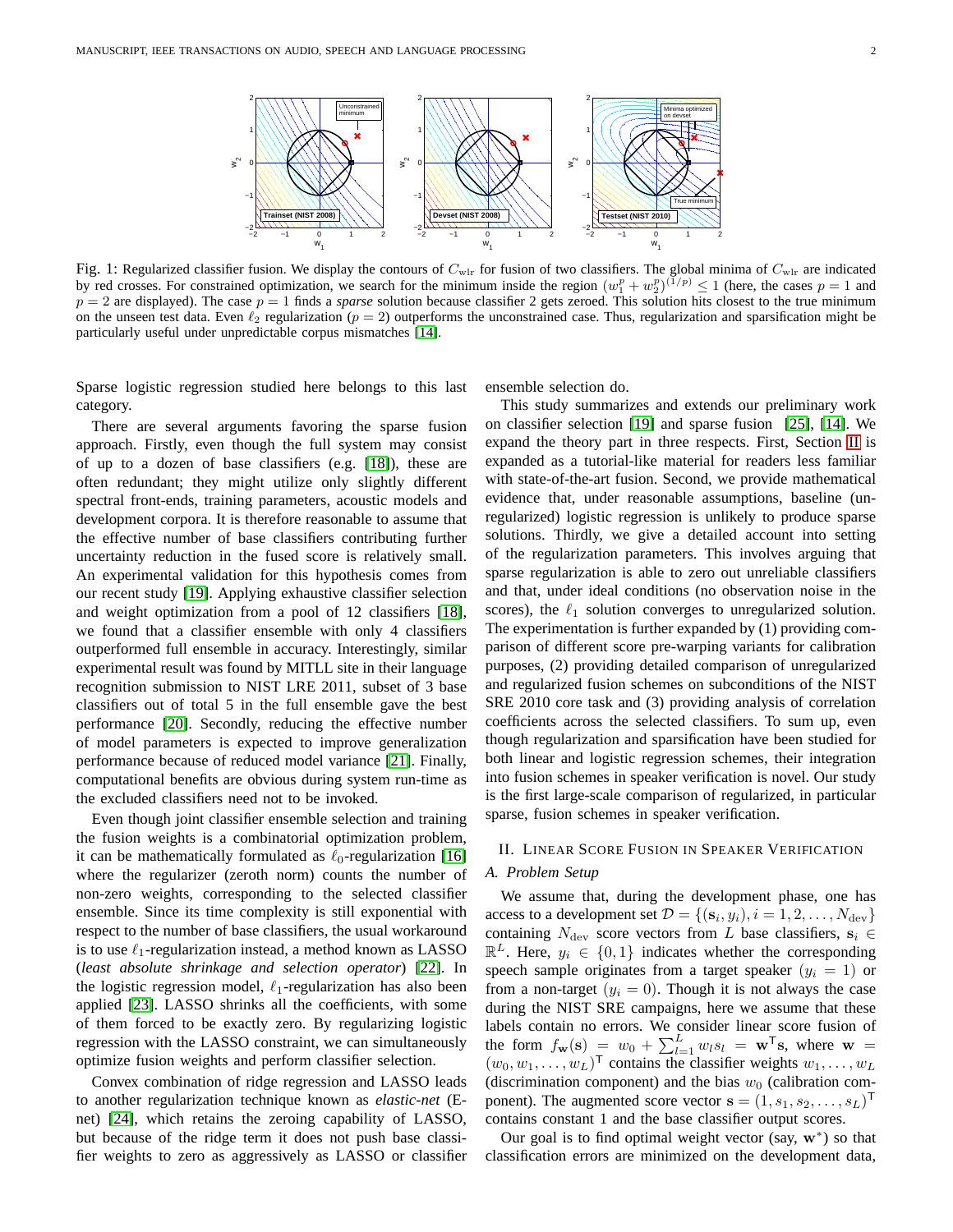Fig. 1: Regularized classifier fusion. We display the contours of $C_{\rm wlr}$ for fusion of two classifiers. The global minima of $C_{\rm wlr}$ are indicated by red crosses. For constrained optimization, we search for the minimum inside the region $(w_1^p + w_2^p)^{(1/p)} \leq 1$ (here, the cases $p = 1$ and $p = 2$ are displayed). The case $p = 1$ finds a *sparse* solution because classifier 2 gets zeroed. This solution hits closest to the true minimum on the unseen test data. Even $\ell_2$ regularization ($p = 2$) outperforms the unconstrained case. Thus, regularization and sparsification might be particularly useful under unpredictable corpus mismatches [14].

Sparse logistic regression studied here belongs to this last category.

There are several arguments favoring the sparse fusion approach. Firstly, even though the full system may consist of up to a dozen of base classifiers (e.g. [18]), these are often redundant; they might utilize only slightly different spectral front-ends, training parameters, acoustic models and development corpora. It is therefore reasonable to assume that the effective number of base classifiers contributing further uncertainty reduction in the fused score is relatively small. An experimental validation for this hypothesis comes from our recent study [19]. Applying exhaustive classifier selection and weight optimization from a pool of 12 classifiers [18], we found that a classifier ensemble with only 4 classifiers outperformed full ensemble in accuracy. Interestingly, similar experimental result was found by MITLL site in their language recognition submission to NIST LRE 2011, subset of 3 base classifiers out of total 5 in the full ensemble gave the best performance [20]. Secondly, reducing the effective number of model parameters is expected to improve generalization performance because of reduced model variance [21]. Finally, computational benefits are obvious during system run-time as the excluded classifiers need not to be invoked.

Even though joint classifier ensemble selection and training the fusion weights is a combinatorial optimization problem, it can be mathematically formulated as $\ell_0$-regularization [16] where the regularizer (zeroth norm) counts the number of non-zero weights, corresponding to the selected classifier ensemble. Since its time complexity is still exponential with respect to the number of base classifiers, the usual workaround is to use $\ell_1$-regularization instead, a method known as LASSO (*least absolute shrinkage and selection operator*) [22]. In the logistic regression model, $\ell_1$-regularization has also been applied [23]. LASSO shrinks all the coefficients, with some of them forced to be exactly zero. By regularizing logistic regression with the LASSO constraint, we can simultaneously optimize fusion weights and perform classifier selection.

Convex combination of ridge regression and LASSO leads to another regularization technique known as *elastic-net* (E-net) [24], which retains the zeroing capability of LASSO, but because of the ridge term it does not push base classifier weights to zero as aggressively as LASSO or classifier ensemble selection do.

This study summarizes and extends our preliminary work on classifier selection [19] and sparse fusion [25], [14]. We expand the theory part in three respects. First, Section II is expanded as a tutorial-like material for readers less familiar with state-of-the-art fusion. Second, we provide mathematical evidence that, under reasonable assumptions, baseline (unregularized) logistic regression is unlikely to produce sparse solutions. Thirdly, we give a detailed account into setting of the regularization parameters. This involves arguing that sparse regularization is able to zero out unreliable classifiers and that, under ideal conditions (no observation noise in the scores), the $\ell_1$ solution converges to unregularized solution. The experimentation is further expanded by (1) providing comparison of different score pre-warping variants for calibration purposes, (2) providing detailed comparison of unregularized and regularized fusion schemes on subconditions of the NIST SRE 2010 core task and (3) providing analysis of correlation coefficients across the selected classifiers. To sum up, even though regularization and sparsification have been studied for both linear and logistic regression schemes, their integration into fusion schemes in speaker verification is novel. Our study is the first large-scale comparison of regularized, in particular sparse, fusion schemes in speaker verification.

## II. Linear Score Fusion in Speaker Verification

### A. Problem Setup

We assume that, during the development phase, one has access to a development set $\mathcal{D} = \{(\mathbf{s}_i, y_i), i = 1, 2, \ldots, N_{\rm dev}\}$ containing $N_{\rm dev}$ score vectors from $L$ base classifiers, $\mathbf{s}_i \in \mathbb{R}^L$. Here, $y_i \in \{0, 1\}$ indicates whether the corresponding speech sample originates from a target speaker ($y_i = 1$) or from a non-target ($y_i = 0$). Though it is not always the case during the NIST SRE campaigns, here we assume that these labels contain no errors. We consider linear score fusion of the form $f_{\mathbf{w}}(\mathbf{s}) = w_0 + \sum_{l=1}^{L} w_l s_l = \mathbf{w}^{\mathsf{T}}\mathbf{s}$, where $\mathbf{w} = (w_0, w_1, \ldots, w_L)^{\mathsf{T}}$ contains the classifier weights $w_1, \ldots, w_L$ (discrimination component) and the bias $w_0$ (calibration component). The augmented score vector $\mathbf{s} = (1, s_1, s_2, \ldots, s_L)^{\mathsf{T}}$ contains constant 1 and the base classifier output scores.

Our goal is to find optimal weight vector (say, $\mathbf{w}^*$) so that classification errors are minimized on the development data,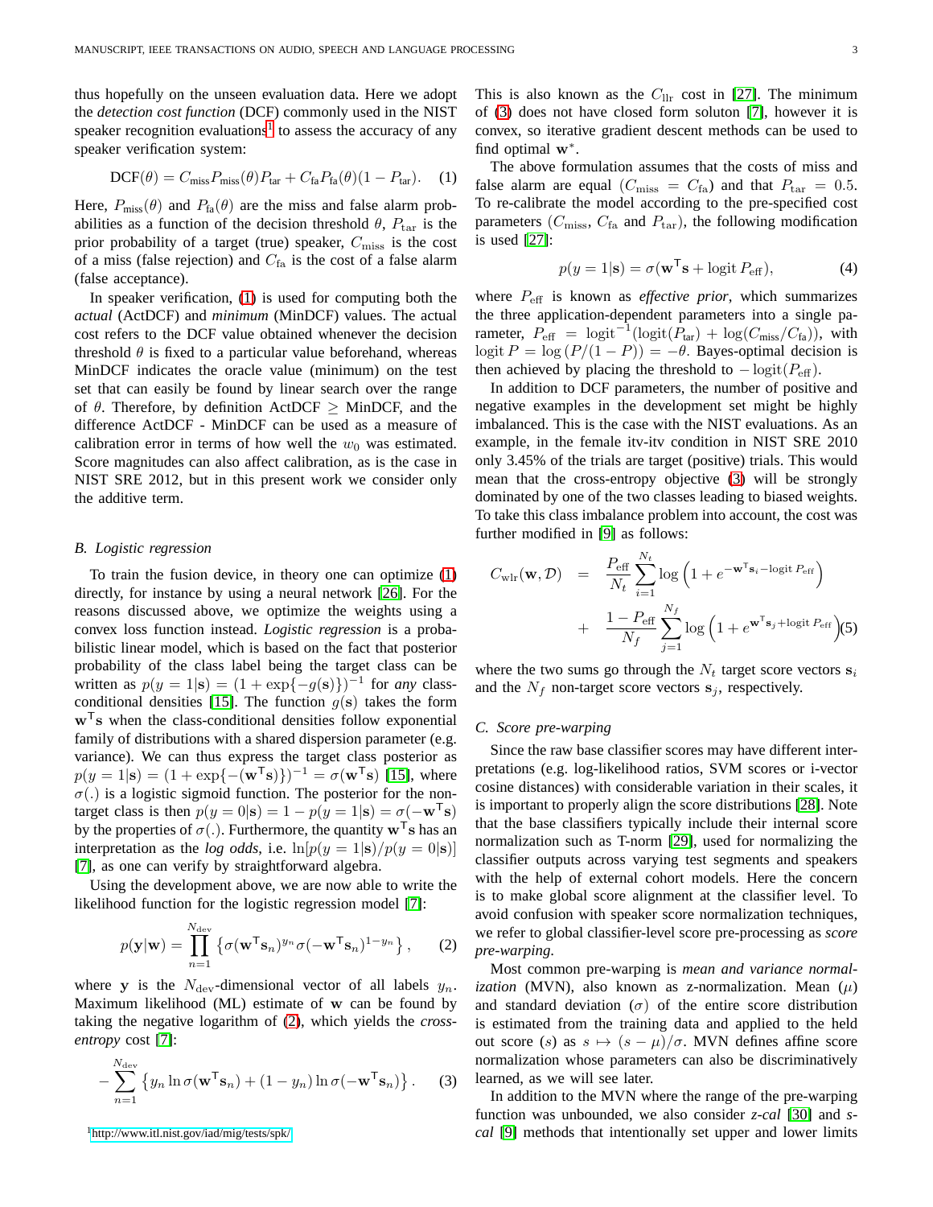thus hopefully on the unseen evaluation data. Here we adopt the *detection cost function* (DCF) commonly used in the NIST speaker recognition evaluations[1] to assess the accuracy of any speaker verification system:

$$\mathrm{DCF}(\theta) = C_{\text{miss}} P_{\text{miss}}(\theta) P_{\text{tar}} + C_{\text{fa}} P_{\text{fa}}(\theta)(1 - P_{\text{tar}}). \quad (1)$$

Here, $P_{\text{miss}}(\theta)$ and $P_{\text{fa}}(\theta)$ are the miss and false alarm probabilities as a function of the decision threshold $\theta$, $P_{\text{tar}}$ is the prior probability of a target (true) speaker, $C_{\text{miss}}$ is the cost of a miss (false rejection) and $C_{\text{fa}}$ is the cost of a false alarm (false acceptance).

In speaker verification, (1) is used for computing both the *actual* (ActDCF) and *minimum* (MinDCF) values. The actual cost refers to the DCF value obtained whenever the decision threshold $\theta$ is fixed to a particular value beforehand, whereas MinDCF indicates the oracle value (minimum) on the test set that can easily be found by linear search over the range of $\theta$. Therefore, by definition ActDCF $\geq$ MinDCF, and the difference ActDCF - MinDCF can be used as a measure of calibration error in terms of how well the $w_0$ was estimated. Score magnitudes can also affect calibration, as is the case in NIST SRE 2012, but in this present work we consider only the additive term.

### B. Logistic regression

To train the fusion device, in theory one can optimize (1) directly, for instance by using a neural network [26]. For the reasons discussed above, we optimize the weights using a convex loss function instead. *Logistic regression* is a probabilistic linear model, which is based on the fact that posterior probability of the class label being the target class can be written as $p(y = 1|\mathbf{s}) = (1 + \exp\{-g(\mathbf{s})\})^{-1}$ for *any* class-conditional densities [15]. The function $g(\mathbf{s})$ takes the form $\mathbf{w}^{\mathsf{T}}\mathbf{s}$ when the class-conditional densities follow exponential family of distributions with a shared dispersion parameter (e.g. variance). We can thus express the target class posterior as $p(y = 1|\mathbf{s}) = (1 + \exp\{-(\mathbf{w}^{\mathsf{T}}\mathbf{s})\})^{-1} = \sigma(\mathbf{w}^{\mathsf{T}}\mathbf{s})$ [15], where $\sigma(.)$ is a logistic sigmoid function. The posterior for the non-target class is then $p(y = 0|\mathbf{s}) = 1 - p(y = 1|\mathbf{s}) = \sigma(-\mathbf{w}^{\mathsf{T}}\mathbf{s})$ by the properties of $\sigma(.)$. Furthermore, the quantity $\mathbf{w}^{\mathsf{T}}\mathbf{s}$ has an interpretation as the *log odds*, i.e. $\ln[p(y = 1|\mathbf{s})/p(y = 0|\mathbf{s})]$ [7], as one can verify by straightforward algebra.

Using the development above, we are now able to write the likelihood function for the logistic regression model [7]:

$$p(\mathbf{y}|\mathbf{w}) = \prod_{n=1}^{N_{\text{dev}}} \left\{ \sigma(\mathbf{w}^{\mathsf{T}}\mathbf{s}_n)^{y_n} \sigma(-\mathbf{w}^{\mathsf{T}}\mathbf{s}_n)^{1-y_n} \right\}, \quad (2)$$

where $\mathbf{y}$ is the $N_{\text{dev}}$-dimensional vector of all labels $y_n$. Maximum likelihood (ML) estimate of $\mathbf{w}$ can be found by taking the negative logarithm of (2), which yields the *cross-entropy* cost [7]:

$$-\sum_{n=1}^{N_{\text{dev}}} \left\{ y_n \ln \sigma(\mathbf{w}^{\mathsf{T}}\mathbf{s}_n) + (1 - y_n) \ln \sigma(-\mathbf{w}^{\mathsf{T}}\mathbf{s}_n) \right\}. \quad (3)$$

This is also known as the $C_{\text{llr}}$ cost in [27]. The minimum of (3) does not have closed form soluton [7], however it is convex, so iterative gradient descent methods can be used to find optimal $\mathbf{w}^*$.

The above formulation assumes that the costs of miss and false alarm are equal ($C_{\text{miss}} = C_{\text{fa}}$) and that $P_{\text{tar}} = 0.5$. To re-calibrate the model according to the pre-specified cost parameters ($C_{\text{miss}}$, $C_{\text{fa}}$ and $P_{\text{tar}}$), the following modification is used [27]:

$$p(y = 1|\mathbf{s}) = \sigma(\mathbf{w}^{\mathsf{T}}\mathbf{s} + \operatorname{logit} P_{\text{eff}}), \quad (4)$$

where $P_{\text{eff}}$ is known as *effective prior*, which summarizes the three application-dependent parameters into a single parameter, $P_{\text{eff}} = \operatorname{logit}^{-1}(\operatorname{logit}(P_{\text{tar}}) + \log(C_{\text{miss}}/C_{\text{fa}}))$, with $\operatorname{logit} P = \log(P/(1-P)) = -\theta$. Bayes-optimal decision is then achieved by placing the threshold to $-\operatorname{logit}(P_{\text{eff}})$.

In addition to DCF parameters, the number of positive and negative examples in the development set might be highly imbalanced. This is the case with the NIST evaluations. As an example, in the female itv-itv condition in NIST SRE 2010 only 3.45% of the trials are target (positive) trials. This would mean that the cross-entropy objective (3) will be strongly dominated by one of the two classes leading to biased weights. To take this class imbalance problem into account, the cost was further modified in [9] as follows:

$$\begin{aligned} C_{\text{wlr}}(\mathbf{w}, \mathcal{D}) &= \frac{P_{\text{eff}}}{N_t} \sum_{i=1}^{N_t} \log\left(1 + e^{-\mathbf{w}^{\mathsf{T}}\mathbf{s}_i - \operatorname{logit} P_{\text{eff}}}\right) \\ &+ \frac{1 - P_{\text{eff}}}{N_f} \sum_{j=1}^{N_f} \log\left(1 + e^{\mathbf{w}^{\mathsf{T}}\mathbf{s}_j + \operatorname{logit} P_{\text{eff}}}\right) \end{aligned} \quad (5)$$

where the two sums go through the $N_t$ target score vectors $\mathbf{s}_i$ and the $N_f$ non-target score vectors $\mathbf{s}_j$, respectively.

### C. Score pre-warping

Since the raw base classifier scores may have different interpretations (e.g. log-likelihood ratios, SVM scores or i-vector cosine distances) with considerable variation in their scales, it is important to properly align the score distributions [28]. Note that the base classifiers typically include their internal score normalization such as T-norm [29], used for normalizing the classifier outputs across varying test segments and speakers with the help of external cohort models. Here the concern is to make global score alignment at the classifier level. To avoid confusion with speaker score normalization techniques, we refer to global classifier-level score pre-processing as *score pre-warping*.

Most common pre-warping is *mean and variance normalization* (MVN), also known as z-normalization. Mean ($\mu$) and standard deviation ($\sigma$) of the entire score distribution is estimated from the training data and applied to the held out score ($s$) as $s \mapsto (s - \mu)/\sigma$. MVN defines affine score normalization whose parameters can also be discriminatively learned, as we will see later.

In addition to the MVN where the range of the pre-warping function was unbounded, we also consider *z-cal* [30] and *s-cal* [9] methods that intentionally set upper and lower limits

[1] http://www.itl.nist.gov/iad/mig/tests/spk/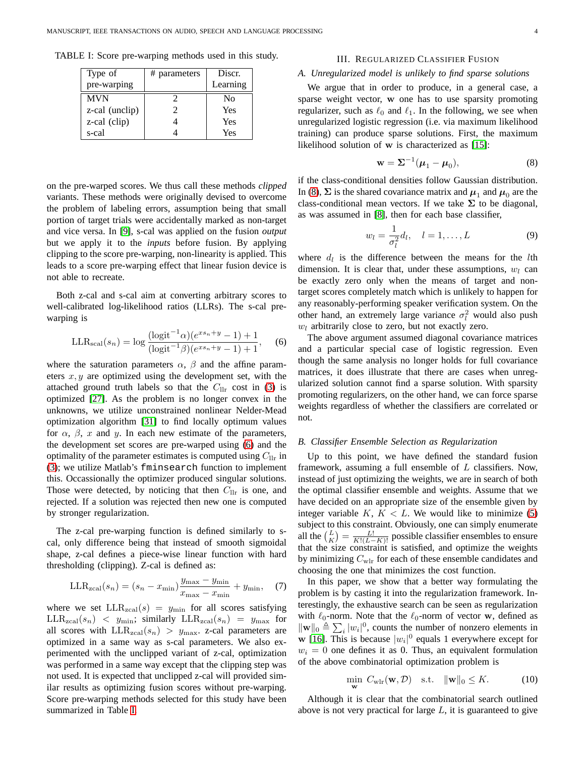TABLE I: Score pre-warping methods used in this study.

| Type of pre-warping | # parameters | Discr. Learning |
| --- | --- | --- |
| MVN | 2 | No |
| z-cal (unclip) | 2 | Yes |
| z-cal (clip) | 4 | Yes |
| s-cal | 4 | Yes |

on the pre-warped scores. We thus call these methods *clipped* variants. These methods were originally devised to overcome the problem of labeling errors, assumption being that small portion of target trials were accidentally marked as non-target and vice versa. In [9], s-cal was applied on the fusion *output* but we apply it to the *inputs* before fusion. By applying clipping to the score pre-warping, non-linearity is applied. This leads to a score pre-warping effect that linear fusion device is not able to recreate.

Both z-cal and s-cal aim at converting arbitrary scores to well-calibrated log-likelihood ratios (LLRs). The s-cal pre-warping is

$$\mathrm{LLR}_{\mathrm{scal}}(s_n) = \log \frac{(\mathrm{logit}^{-1}\alpha)(e^{xs_n+y}-1)+1}{(\mathrm{logit}^{-1}\beta)(e^{xs_n+y}-1)+1}, \quad (6)$$

where the saturation parameters $\alpha$, $\beta$ and the affine parameters $x, y$ are optimized using the development set, with the attached ground truth labels so that the $C_{\mathrm{llr}}$ cost in (3) is optimized [27]. As the problem is no longer convex in the unknowns, we utilize unconstrained nonlinear Nelder-Mead optimization algorithm [31] to find locally optimum values for $\alpha$, $\beta$, $x$ and $y$. In each new estimate of the parameters, the development set scores are pre-warped using (6) and the optimality of the parameter estimates is computed using $C_{\mathrm{llr}}$ in (3); we utilize Matlab's `fminsearch` function to implement this. Occassionally the optimizer produced singular solutions. Those were detected, by noticing that then $C_{\mathrm{llr}}$ is one, and rejected. If a solution was rejected then new one is computed by stronger regularization.

The z-cal pre-warping function is defined similarly to s-cal, only difference being that instead of smooth sigmoidal shape, z-cal defines a piece-wise linear function with hard thresholding (clipping). Z-cal is defined as:

$$\mathrm{LLR}_{\mathrm{zcal}}(s_n) = (s_n - x_{\min})\frac{y_{\max}-y_{\min}}{x_{\max}-x_{\min}} + y_{\min}, \quad (7)$$

where we set $\mathrm{LLR}_{\mathrm{zcal}}(s) = y_{\min}$ for all scores satisfying $\mathrm{LLR}_{\mathrm{zcal}}(s_n) < y_{\min}$; similarly $\mathrm{LLR}_{\mathrm{zcal}}(s_n) = y_{\max}$ for all scores with $\mathrm{LLR}_{\mathrm{zcal}}(s_n) > y_{\max}$. z-cal parameters are optimized in a same way as s-cal parameters. We also experimented with the unclipped variant of z-cal, optimization was performed in a same way except that the clipping step was not used. It is expected that unclipped z-cal will provided similar results as optimizing fusion scores without pre-warping. Score pre-warping methods selected for this study have been summarized in Table I.

## III. Regularized Classifier Fusion

### *A. Unregularized model is unlikely to find sparse solutions*

We argue that in order to produce, in a general case, a sparse weight vector, $\mathbf{w}$ one has to use sparsity promoting regularizer, such as $\ell_0$ and $\ell_1$. In the following, we see when unregularized logistic regression (i.e. via maximum likelihood training) can produce sparse solutions. First, the maximum likelihood solution of $\mathbf{w}$ is characterized as [15]:

$$\mathbf{w} = \mathbf{\Sigma}^{-1}(\boldsymbol{\mu}_1 - \boldsymbol{\mu}_0), \quad (8)$$

if the class-conditional densities follow Gaussian distribution. In (8), $\mathbf{\Sigma}$ is the shared covariance matrix and $\boldsymbol{\mu}_1$ and $\boldsymbol{\mu}_0$ are the class-conditional mean vectors. If we take $\mathbf{\Sigma}$ to be diagonal, as was assumed in [8], then for each base classifier,

$$w_l = \frac{1}{\sigma_l^2} d_l, \quad l = 1, \ldots, L \quad (9)$$

where $d_l$ is the difference between the means for the $l$th dimension. It is clear that, under these assumptions, $w_l$ can be exactly zero only when the means of target and non-target scores completely match which is unlikely to happen for any reasonably-performing speaker verification system. On the other hand, an extremely large variance $\sigma_l^2$ would also push $w_l$ arbitrarily close to zero, but not exactly zero.

The above argument assumed diagonal covariance matrices and a particular special case of logistic regression. Even though the same analysis no longer holds for full covariance matrices, it does illustrate that there are cases when unregularized solution cannot find a sparse solution. With sparsity promoting regularizers, on the other hand, we can force sparse weights regardless of whether the classifiers are correlated or not.

### *B. Classifier Ensemble Selection as Regularization*

Up to this point, we have defined the standard fusion framework, assuming a full ensemble of $L$ classifiers. Now, instead of just optimizing the weights, we are in search of both the optimal classifier ensemble and weights. Assume that we have decided on an appropriate size of the ensemble given by integer variable $K$, $K < L$. We would like to minimize (5) subject to this constraint. Obviously, one can simply enumerate all the $\binom{L}{K} = \frac{L!}{K!(L-K)!}$ possible classifier ensembles to ensure that the size constraint is satisfied, and optimize the weights by minimizing $C_{\mathrm{wlr}}$ for each of these ensemble candidates and choosing the one that minimizes the cost function.

In this paper, we show that a better way formulating the problem is by casting it into the regularization framework. Interestingly, the exhaustive search can be seen as regularization with $\ell_0$-norm. Note that the $\ell_0$-norm of vector $\mathbf{w}$, defined as $\|\mathbf{w}\|_0 \triangleq \sum_i |w_i|^0$, counts the number of nonzero elements in $\mathbf{w}$ [16]. This is because $|w_i|^0$ equals 1 everywhere except for $w_i = 0$ one defines it as 0. Thus, an equivalent formulation of the above combinatorial optimization problem is

$$\min_{\mathbf{w}} \; C_{\mathrm{wlr}}(\mathbf{w}, \mathcal{D}) \quad \text{s.t.} \quad \|\mathbf{w}\|_0 \leq K. \quad (10)$$

Although it is clear that the combinatorial search outlined above is not very practical for large $L$, it is guaranteed to give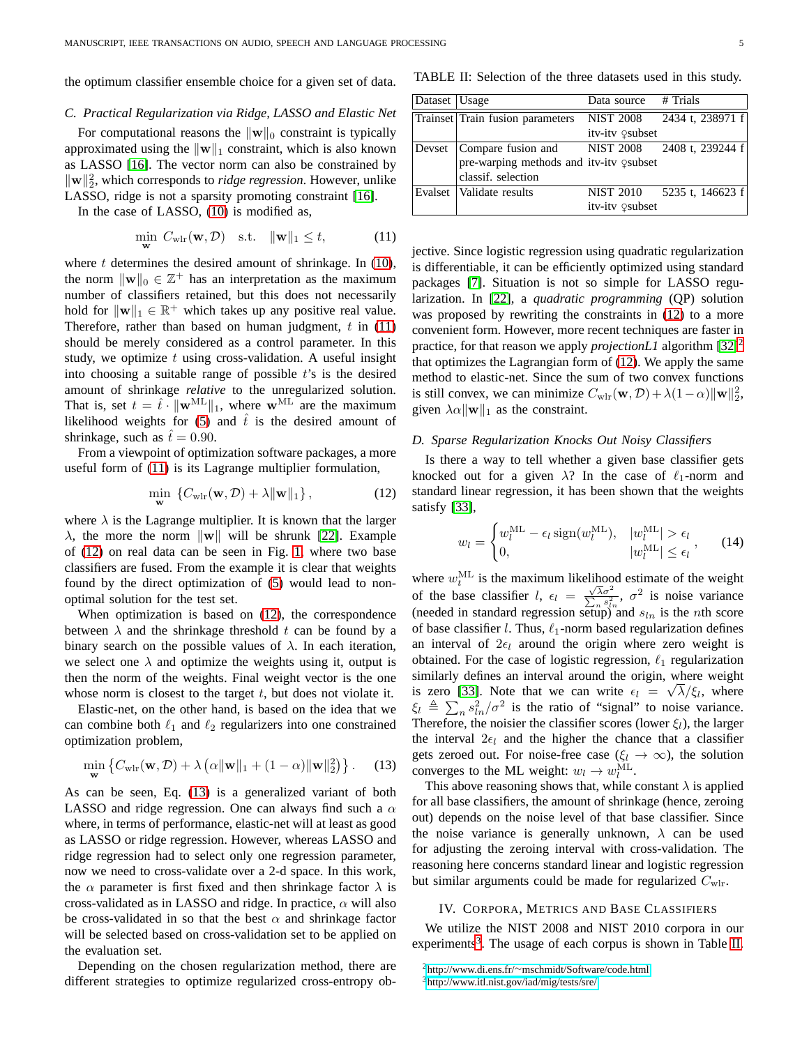the optimum classifier ensemble choice for a given set of data.

### C. Practical Regularization via Ridge, LASSO and Elastic Net

For computational reasons the $\|\mathbf{w}\|_0$ constraint is typically approximated using the $\|\mathbf{w}\|_1$ constraint, which is also known as LASSO [16]. The vector norm can also be constrained by $\|\mathbf{w}\|_2^2$, which corresponds to *ridge regression*. However, unlike LASSO, ridge is not a sparsity promoting constraint [16].

In the case of LASSO, (10) is modified as,

$$\min_{\mathbf{w}} \; C_{\text{wlr}}(\mathbf{w}, \mathcal{D}) \quad \text{s.t.} \quad \|\mathbf{w}\|_1 \leq t, \tag{11}$$

where $t$ determines the desired amount of shrinkage. In (10), the norm $\|\mathbf{w}\|_0 \in \mathbb{Z}^+$ has an interpretation as the maximum number of classifiers retained, but this does not necessarily hold for $\|\mathbf{w}\|_1 \in \mathbb{R}^+$ which takes up any positive real value. Therefore, rather than based on human judgment, $t$ in (11) should be merely considered as a control parameter. In this study, we optimize $t$ using cross-validation. A useful insight into choosing a suitable range of possible $t$'s is the desired amount of shrinkage *relative* to the unregularized solution. That is, set $t = \hat{t} \cdot \|\mathbf{w}^{\text{ML}}\|_1$, where $\mathbf{w}^{\text{ML}}$ are the maximum likelihood weights for (5) and $\hat{t}$ is the desired amount of shrinkage, such as $\hat{t} = 0.90$.

From a viewpoint of optimization software packages, a more useful form of (11) is its Lagrange multiplier formulation,

$$\min_{\mathbf{w}} \; \{C_{\text{wlr}}(\mathbf{w}, \mathcal{D}) + \lambda\|\mathbf{w}\|_1\}, \tag{12}$$

where $\lambda$ is the Lagrange multiplier. It is known that the larger $\lambda$, the more the norm $\|\mathbf{w}\|$ will be shrunk [22]. Example of (12) on real data can be seen in Fig. 1, where two base classifiers are fused. From the example it is clear that weights found by the direct optimization of (5) would lead to non-optimal solution for the test set.

When optimization is based on (12), the correspondence between $\lambda$ and the shrinkage threshold $t$ can be found by a binary search on the possible values of $\lambda$. In each iteration, we select one $\lambda$ and optimize the weights using it, output is then the norm of the weights. Final weight vector is the one whose norm is closest to the target $t$, but does not violate it.

Elastic-net, on the other hand, is based on the idea that we can combine both $\ell_1$ and $\ell_2$ regularizers into one constrained optimization problem,

$$\min_{\mathbf{w}} \left\{C_{\text{wlr}}(\mathbf{w}, \mathcal{D}) + \lambda\left(\alpha\|\mathbf{w}\|_1 + (1-\alpha)\|\mathbf{w}\|_2^2\right)\right\}. \tag{13}$$

As can be seen, Eq. (13) is a generalized variant of both LASSO and ridge regression. One can always find such a $\alpha$ where, in terms of performance, elastic-net will at least as good as LASSO or ridge regression. However, whereas LASSO and ridge regression had to select only one regression parameter, now we need to cross-validate over a 2-d space. In this work, the $\alpha$ parameter is first fixed and then shrinkage factor $\lambda$ is cross-validated as in LASSO and ridge. In practice, $\alpha$ will also be cross-validated in so that the best $\alpha$ and shrinkage factor will be selected based on cross-validation set to be applied on the evaluation set.

Depending on the chosen regularization method, there are different strategies to optimize regularized cross-entropy objective. Since logistic regression using quadratic regularization is differentiable, it can be efficiently optimized using standard packages [7]. Situation is not so simple for LASSO regularization. In [22], a *quadratic programming* (QP) solution was proposed by rewriting the constraints in (12) to a more convenient form. However, more recent techniques are faster in practice, for that reason we apply *projectionL1* algorithm [32][2] that optimizes the Lagrangian form of (12). We apply the same method to elastic-net. Since the sum of two convex functions is still convex, we can minimize $C_{\text{wlr}}(\mathbf{w}, \mathcal{D}) + \lambda(1-\alpha)\|\mathbf{w}\|_2^2$, given $\lambda\alpha\|\mathbf{w}\|_1$ as the constraint.

TABLE II: Selection of the three datasets used in this study.

| Dataset | Usage | Data source | # Trials |
|---|---|---|---|
| Trainset | Train fusion parameters | NIST 2008 itv-itv ♀subset | 2434 t, 238971 f |
| Devset | Compare fusion and pre-warping methods and classif. selection | NIST 2008 itv-itv ♀subset | 2408 t, 239244 f |
| Evalset | Validate results | NIST 2010 itv-itv ♀subset | 5235 t, 146623 f |

### D. Sparse Regularization Knocks Out Noisy Classifiers

Is there a way to tell whether a given base classifier gets knocked out for a given $\lambda$? In the case of $\ell_1$-norm and standard linear regression, it has been shown that the weights satisfy [33],

$$w_l = \begin{cases} w_l^{\text{ML}} - \epsilon_l \, \text{sign}(w_l^{\text{ML}}), & |w_l^{\text{ML}}| > \epsilon_l \\ 0, & |w_l^{\text{ML}}| \leq \epsilon_l \end{cases}, \tag{14}$$

where $w_t^{\text{ML}}$ is the maximum likelihood estimate of the weight of the base classifier $l$, $\epsilon_l = \frac{\sqrt{\lambda}\sigma^2}{\sum_n s_{ln}^2}$, $\sigma^2$ is noise variance (needed in standard regression setup) and $s_{ln}$ is the $n$th score of base classifier $l$. Thus, $\ell_1$-norm based regularization defines an interval of $2\epsilon_l$ around the origin where zero weight is obtained. For the case of logistic regression, $\ell_1$ regularization similarly defines an interval around the origin, where weight is zero [33]. Note that we can write $\epsilon_l = \sqrt{\lambda}/\xi_l$, where $\xi_l \triangleq \sum_n s_{ln}^2/\sigma^2$ is the ratio of "signal" to noise variance. Therefore, the noisier the classifier scores (lower $\xi_l$), the larger the interval $2\epsilon_l$ and the higher the chance that a classifier gets zeroed out. For noise-free case ($\xi_l \to \infty$), the solution converges to the ML weight: $w_l \to w_l^{\text{ML}}$.

This above reasoning shows that, while constant $\lambda$ is applied for all base classifiers, the amount of shrinkage (hence, zeroing out) depends on the noise level of that base classifier. Since the noise variance is generally unknown, $\lambda$ can be used for adjusting the zeroing interval with cross-validation. The reasoning here concerns standard linear and logistic regression but similar arguments could be made for regularized $C_{\text{wlr}}$.

## IV. Corpora, Metrics and Base Classifiers

We utilize the NIST 2008 and NIST 2010 corpora in our experiments[3]. The usage of each corpus is shown in Table II.

[2] http://www.di.ens.fr/~mschmidt/Software/code.html

[3] http://www.itl.nist.gov/iad/mig/tests/sre/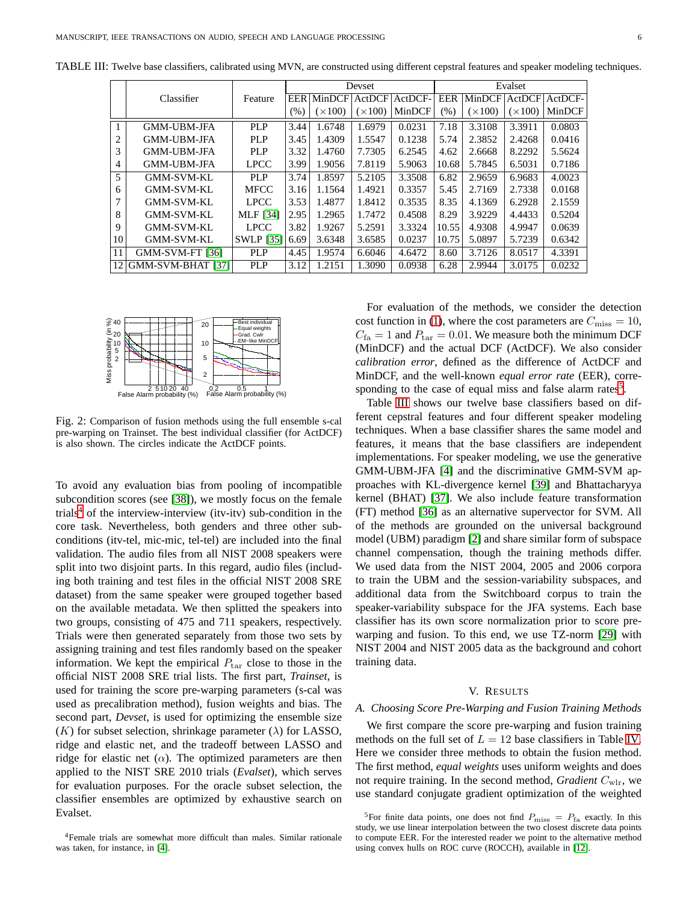TABLE III: Twelve base classifiers, calibrated using MVN, are constructed using different cepstral features and speaker modeling techniques.

| | Classifier | Feature | Devset | | | | Evalset | | | |
|---|---|---|---|---|---|---|---|---|---|---|
| | | | EER (%) | MinDCF (×100) | ActDCF (×100) | ActDCF-MinDCF | EER (%) | MinDCF (×100) | ActDCF (×100) | ActDCF-MinDCF |
| 1 | GMM-UBM-JFA | PLP | 3.44 | 1.6748 | 1.6979 | 0.0231 | 7.18 | 3.3108 | 3.3911 | 0.0803 |
| 2 | GMM-UBM-JFA | PLP | 3.45 | 1.4309 | 1.5547 | 0.1238 | 5.74 | 2.3852 | 2.4268 | 0.0416 |
| 3 | GMM-UBM-JFA | PLP | 3.32 | 1.4760 | 7.7305 | 6.2545 | 4.62 | 2.6668 | 8.2292 | 5.5624 |
| 4 | GMM-UBM-JFA | LPCC | 3.99 | 1.9056 | 7.8119 | 5.9063 | 10.68 | 5.7845 | 6.5031 | 0.7186 |
| 5 | GMM-SVM-KL | PLP | 3.74 | 1.8597 | 5.2105 | 3.3508 | 6.82 | 2.9659 | 6.9683 | 4.0023 |
| 6 | GMM-SVM-KL | MFCC | 3.16 | 1.1564 | 1.4921 | 0.3357 | 5.45 | 2.7169 | 2.7338 | 0.0168 |
| 7 | GMM-SVM-KL | LPCC | 3.53 | 1.4877 | 1.8412 | 0.3535 | 8.35 | 4.1369 | 6.2928 | 2.1559 |
| 8 | GMM-SVM-KL | MLF [34] | 2.95 | 1.2965 | 1.7472 | 0.4508 | 8.29 | 3.9229 | 4.4433 | 0.5204 |
| 9 | GMM-SVM-KL | LPCC | 3.82 | 1.9267 | 5.2591 | 3.3324 | 10.55 | 4.9308 | 4.9947 | 0.0639 |
| 10 | GMM-SVM-KL | SWLP [35] | 6.69 | 3.6348 | 3.6585 | 0.0237 | 10.75 | 5.0897 | 5.7239 | 0.6342 |
| 11 | GMM-SVM-FT [36] | PLP | 4.45 | 1.9574 | 6.6046 | 4.6472 | 8.60 | 3.7126 | 8.0517 | 4.3391 |
| 12 | GMM-SVM-BHAT [37] | PLP | 3.12 | 1.2151 | 1.3090 | 0.0938 | 6.28 | 2.9944 | 3.0175 | 0.0232 |

Fig. 2: Comparison of fusion methods using the full ensemble s-cal pre-warping on Trainset. The best individual classifier (for ActDCF) is also shown. The circles indicate the ActDCF points.

To avoid any evaluation bias from pooling of incompatible subcondition scores (see [38]), we mostly focus on the female trials[4] of the interview-interview (itv-itv) sub-condition in the core task. Nevertheless, both genders and three other sub-conditions (itv-tel, mic-mic, tel-tel) are included into the final validation. The audio files from all NIST 2008 speakers were split into two disjoint parts. In this regard, audio files (including both training and test files in the official NIST 2008 SRE dataset) from the same speaker were grouped together based on the available metadata. We then splitted the speakers into two groups, consisting of 475 and 711 speakers, respectively. Trials were then generated separately from those two sets by assigning training and test files randomly based on the speaker information. We kept the empirical $P_{\text{tar}}$ close to those in the official NIST 2008 SRE trial lists. The first part, *Trainset*, is used for training the score pre-warping parameters (s-cal was used as precalibration method), fusion weights and bias. The second part, *Devset*, is used for optimizing the ensemble size ($K$) for subset selection, shrinkage parameter ($\lambda$) for LASSO, ridge and elastic net, and the tradeoff between LASSO and ridge for elastic net ($\alpha$). The optimized parameters are then applied to the NIST SRE 2010 trials (*Evalset*), which serves for evaluation purposes. For the oracle subset selection, the classifier ensembles are optimized by exhaustive search on Evalset.

For evaluation of the methods, we consider the detection cost function in (1), where the cost parameters are $C_{\text{miss}} = 10$, $C_{\text{fa}} = 1$ and $P_{\text{tar}} = 0.01$. We measure both the minimum DCF (MinDCF) and the actual DCF (ActDCF). We also consider *calibration error*, defined as the difference of ActDCF and MinDCF, and the well-known *equal error rate* (EER), corresponding to the case of equal miss and false alarm rates[5].

Table III shows our twelve base classifiers based on different cepstral features and four different speaker modeling techniques. When a base classifier shares the same model and features, it means that the base classifiers are independent implementations. For speaker modeling, we use the generative GMM-UBM-JFA [4] and the discriminative GMM-SVM approaches with KL-divergence kernel [39] and Bhattacharyya kernel (BHAT) [37]. We also include feature transformation (FT) method [36] as an alternative supervector for SVM. All of the methods are grounded on the universal background model (UBM) paradigm [2] and share similar form of subspace channel compensation, though the training methods differ. We used data from the NIST 2004, 2005 and 2006 corpora to train the UBM and the session-variability subspaces, and additional data from the Switchboard corpus to train the speaker-variability subspace for the JFA systems. Each base classifier has its own score normalization prior to score pre-warping and fusion. To this end, we use TZ-norm [29] with NIST 2004 and NIST 2005 data as the background and cohort training data.

## V. Results

### A. Choosing Score Pre-Warping and Fusion Training Methods

We first compare the score pre-warping and fusion training methods on the full set of $L = 12$ base classifiers in Table IV. Here we consider three methods to obtain the fusion method. The first method, *equal weights* uses uniform weights and does not require training. In the second method, *Gradient* $C_{\text{wlr}}$, we use standard conjugate gradient optimization of the weighted

[4] Female trials are somewhat more difficult than males. Similar rationale was taken, for instance, in [4].

[5] For finite data points, one does not find $P_{\text{miss}} = P_{\text{fa}}$ exactly. In this study, we use linear interpolation between the two closest discrete data points to compute EER. For the interested reader we point to the alternative method using convex hulls on ROC curve (ROCCH), available in [12].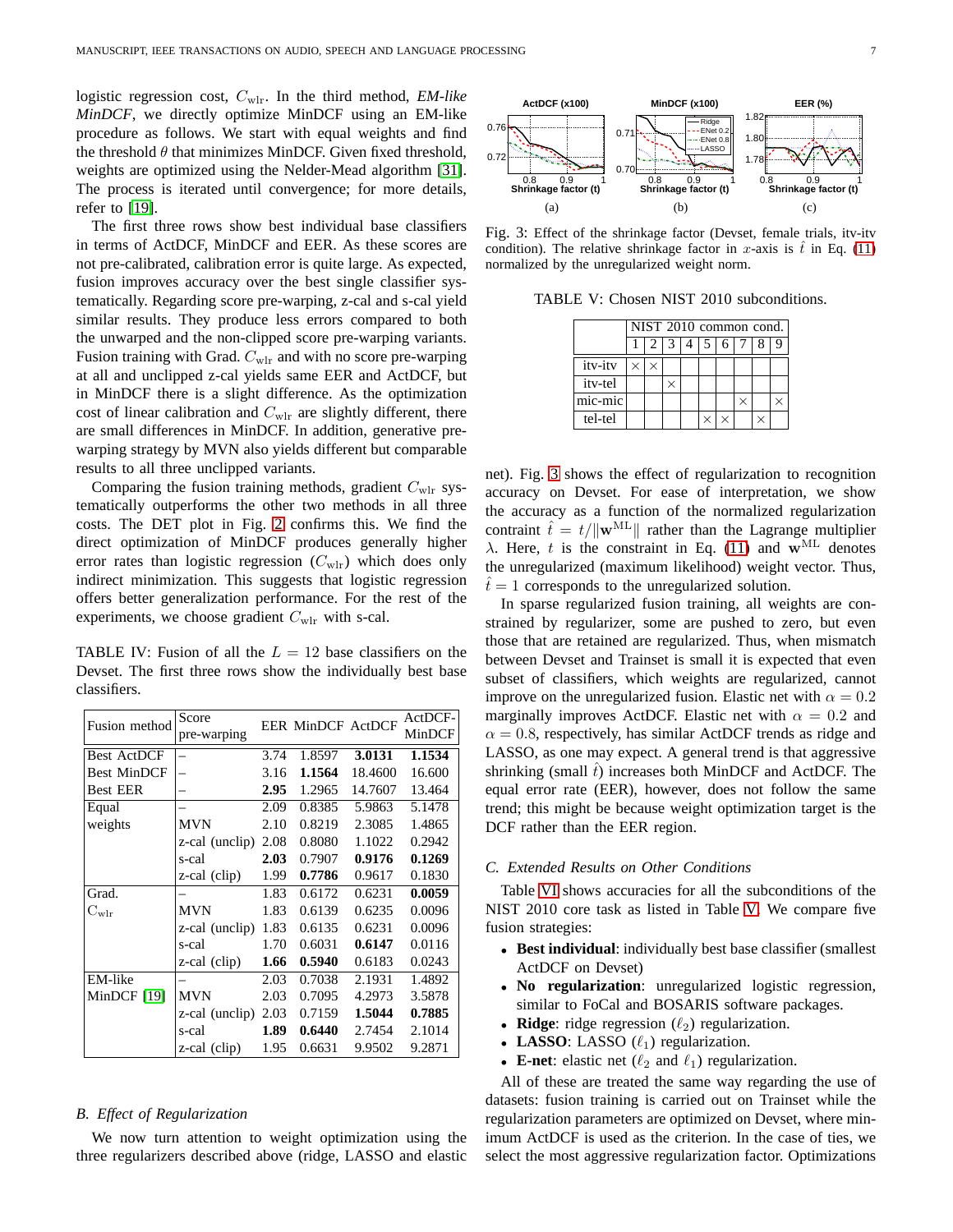logistic regression cost, $C_{\text{wlr}}$. In the third method, *EM-like MinDCF*, we directly optimize MinDCF using an EM-like procedure as follows. We start with equal weights and find the threshold $\theta$ that minimizes MinDCF. Given fixed threshold, weights are optimized using the Nelder-Mead algorithm [31]. The process is iterated until convergence; for more details, refer to [19].

The first three rows show best individual base classifiers in terms of ActDCF, MinDCF and EER. As these scores are not pre-calibrated, calibration error is quite large. As expected, fusion improves accuracy over the best single classifier systematically. Regarding score pre-warping, z-cal and s-cal yield similar results. They produce less errors compared to both the unwarped and the non-clipped score pre-warping variants. Fusion training with Grad. $C_{\text{wlr}}$ and with no score pre-warping at all and unclipped z-cal yields same EER and ActDCF, but in MinDCF there is a slight difference. As the optimization cost of linear calibration and $C_{\text{wlr}}$ are slightly different, there are small differences in MinDCF. In addition, generative pre-warping strategy by MVN also yields different but comparable results to all three unclipped variants.

Comparing the fusion training methods, gradient $C_{\text{wlr}}$ systematically outperforms the other two methods in all three costs. The DET plot in Fig. 2 confirms this. We find the direct optimization of MinDCF produces generally higher error rates than logistic regression ($C_{\text{wlr}}$) which does only indirect minimization. This suggests that logistic regression offers better generalization performance. For the rest of the experiments, we choose gradient $C_{\text{wlr}}$ with s-cal.

TABLE IV: Fusion of all the $L = 12$ base classifiers on the Devset. The first three rows show the individually best base classifiers.

| Fusion method | Score pre-warping | EER | MinDCF | ActDCF | ActDCF-MinDCF |
|---|---|---|---|---|---|
| Best ActDCF | – | 3.74 | 1.8597 | **3.0131** | **1.1534** |
| Best MinDCF | – | 3.16 | **1.1564** | 18.4600 | 16.600 |
| Best EER | – | **2.95** | 1.2965 | 14.7607 | 13.464 |
| Equal weights | – | 2.09 | 0.8385 | 5.9863 | 5.1478 |
| | MVN | 2.10 | 0.8219 | 2.3085 | 1.4865 |
| | z-cal (unclip) | 2.08 | 0.8080 | 1.1022 | 0.2942 |
| | s-cal | **2.03** | 0.7907 | **0.9176** | **0.1269** |
| | z-cal (clip) | 1.99 | **0.7786** | 0.9617 | 0.1830 |
| Grad. $C_{\text{wlr}}$ | – | 1.83 | 0.6172 | 0.6231 | **0.0059** |
| | MVN | 1.83 | 0.6139 | 0.6235 | 0.0096 |
| | z-cal (unclip) | 1.83 | 0.6135 | 0.6231 | 0.0096 |
| | s-cal | 1.70 | 0.6031 | **0.6147** | 0.0116 |
| | z-cal (clip) | **1.66** | **0.5940** | 0.6183 | 0.0243 |
| EM-like MinDCF [19] | – | 2.03 | 0.7038 | 2.1931 | 1.4892 |
| | MVN | 2.03 | 0.7095 | 4.2973 | 3.5878 |
| | z-cal (unclip) | 2.03 | 0.7159 | **1.5044** | **0.7885** |
| | s-cal | **1.89** | **0.6440** | 2.7454 | 2.1014 |
| | z-cal (clip) | 1.95 | 0.6631 | 9.9502 | 9.2871 |

### B. Effect of Regularization

We now turn attention to weight optimization using the three regularizers described above (ridge, LASSO and elastic net). Fig. 3 shows the effect of regularization to recognition accuracy on Devset. For ease of interpretation, we show the accuracy as a function of the normalized regularization contraint $\hat{t} = t/\|\mathbf{w}^{\text{ML}}\|$ rather than the Lagrange multiplier $\lambda$. Here, $t$ is the constraint in Eq. (11) and $\mathbf{w}^{\text{ML}}$ denotes the unregularized (maximum likelihood) weight vector. Thus, $\hat{t} = 1$ corresponds to the unregularized solution.

Fig. 3: Effect of the shrinkage factor (Devset, female trials, itv-itv condition). The relative shrinkage factor in $x$-axis is $\hat{t}$ in Eq. (11) normalized by the unregularized weight norm.

TABLE V: Chosen NIST 2010 subconditions.

| | NIST 2010 common cond. | | | | | | | | |
|---|---|---|---|---|---|---|---|---|---|
| | 1 | 2 | 3 | 4 | 5 | 6 | 7 | 8 | 9 |
| itv-itv | × | × | | | | | | | |
| itv-tel | | | × | | | | | | |
| mic-mic | | | | | | | × | | × |
| tel-tel | | | | | × | × | | × | |

In sparse regularized fusion training, all weights are constrained by regularizer, some are pushed to zero, but even those that are retained are regularized. Thus, when mismatch between Devset and Trainset is small it is expected that even subset of classifiers, which weights are regularized, cannot improve on the unregularized fusion. Elastic net with $\alpha = 0.2$ marginally improves ActDCF. Elastic net with $\alpha = 0.2$ and $\alpha = 0.8$, respectively, has similar ActDCF trends as ridge and LASSO, as one may expect. A general trend is that aggressive shrinking (small $\hat{t}$) increases both MinDCF and ActDCF. The equal error rate (EER), however, does not follow the same trend; this might be because weight optimization target is the DCF rather than the EER region.

### C. Extended Results on Other Conditions

Table VI shows accuracies for all the subconditions of the NIST 2010 core task as listed in Table V. We compare five fusion strategies:

- **Best individual**: individually best base classifier (smallest ActDCF on Devset)
- **No regularization**: unregularized logistic regression, similar to FoCal and BOSARIS software packages.
- **Ridge**: ridge regression ($\ell_2$) regularization.
- **LASSO**: LASSO ($\ell_1$) regularization.
- **E-net**: elastic net ($\ell_2$ and $\ell_1$) regularization.

All of these are treated the same way regarding the use of datasets: fusion training is carried out on Trainset while the regularization parameters are optimized on Devset, where minimum ActDCF is used as the criterion. In the case of ties, we select the most aggressive regularization factor. Optimizations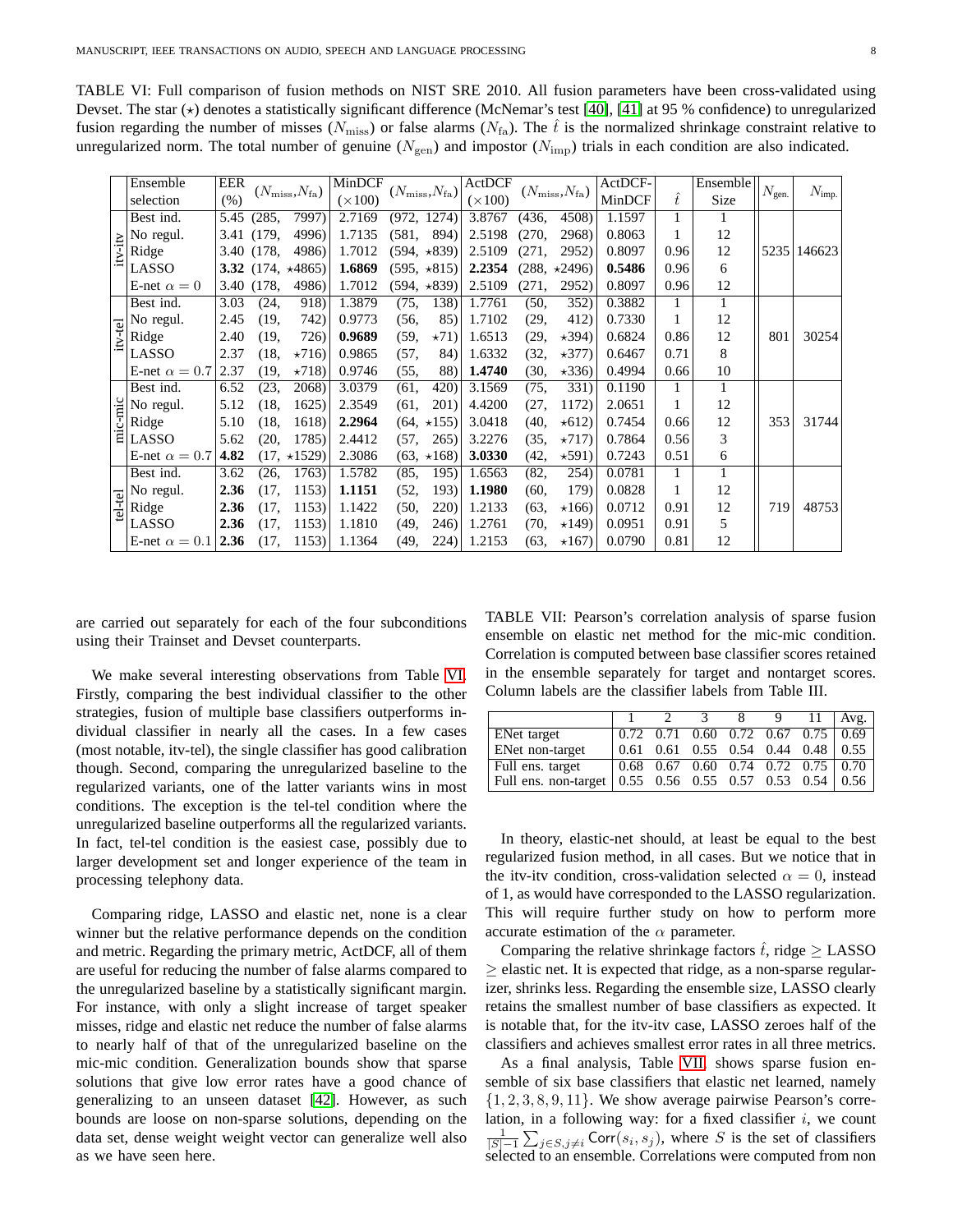TABLE VI: Full comparison of fusion methods on NIST SRE 2010. All fusion parameters have been cross-validated using Devset. The star ($\star$) denotes a statistically significant difference (McNemar's test [40], [41] at 95 % confidence) to unregularized fusion regarding the number of misses ($N_{\text{miss}}$) or false alarms ($N_{\text{fa}}$). The $\hat{t}$ is the normalized shrinkage constraint relative to unregularized norm. The total number of genuine ($N_{\text{gen}}$) and impostor ($N_{\text{imp}}$) trials in each condition are also indicated.

| | Ensemble selection | EER (%) | ($N_{\text{miss}}$,$N_{\text{fa}}$) | MinDCF ($\times 100$) | ($N_{\text{miss}}$,$N_{\text{fa}}$) | ActDCF ($\times 100$) | ($N_{\text{miss}}$,$N_{\text{fa}}$) | ActDCF-MinDCF | $\hat{t}$ | Ensemble Size | $N_{\text{gen.}}$ | $N_{\text{imp.}}$ |
|---|---|---|---|---|---|---|---|---|---|---|---|---|
| itv-itv | Best ind. | 5.45 | (285, 7997) | 2.7169 | (972, 1274) | 3.8767 | (436, 4508) | 1.1597 | 1 | 1 | 5235 | 146623 |
| | No regul. | 3.41 | (179, 4996) | 1.7135 | (581, 894) | 2.5198 | (270, 2968) | 0.8063 | 1 | 12 | | |
| | Ridge | 3.40 | (178, 4986) | 1.7012 | (594, $\star$839) | 2.5109 | (271, 2952) | 0.8097 | 0.96 | 12 | | |
| | LASSO | **3.32** | (174, $\star$4865) | **1.6869** | (595, $\star$815) | **2.2354** | (288, $\star$2496) | **0.5486** | 0.96 | 6 | | |
| | E-net $\alpha = 0$ | 3.40 | (178, 4986) | 1.7012 | (594, $\star$839) | 2.5109 | (271, 2952) | 0.8097 | 0.96 | 12 | | |
| itv-tel | Best ind. | 3.03 | (24, 918) | 1.3879 | (75, 138) | 1.7761 | (50, 352) | 0.3882 | 1 | 1 | 801 | 30254 |
| | No regul. | 2.45 | (19, 742) | 0.9773 | (56, 85) | 1.7102 | (29, 412) | 0.7330 | 1 | 12 | | |
| | Ridge | 2.40 | (19, 726) | **0.9689** | (59, $\star$71) | 1.6513 | (29, $\star$394) | 0.6824 | 0.86 | 12 | | |
| | LASSO | 2.37 | (18, $\star$716) | 0.9865 | (57, 84) | 1.6332 | (32, $\star$377) | 0.6467 | 0.71 | 8 | | |
| | E-net $\alpha = 0.7$ | 2.37 | (19, $\star$718) | 0.9746 | (55, 88) | **1.4740** | (30, $\star$336) | 0.4994 | 0.66 | 10 | | |
| mic-mic | Best ind. | 6.52 | (23, 2068) | 3.0379 | (61, 420) | 3.1569 | (75, 331) | 0.1190 | 1 | 1 | 353 | 31744 |
| | No regul. | 5.12 | (18, 1625) | 2.3549 | (61, 201) | 4.4200 | (27, 1172) | 2.0651 | 1 | 12 | | |
| | Ridge | 5.10 | (18, 1618) | **2.2964** | (64, $\star$155) | 3.0418 | (40, $\star$612) | 0.7454 | 0.66 | 12 | | |
| | LASSO | 5.62 | (20, 1785) | 2.4412 | (57, 265) | 3.2276 | (35, $\star$717) | 0.7864 | 0.56 | 3 | | |
| | E-net $\alpha = 0.7$ | **4.82** | (17, $\star$1529) | 2.3086 | (63, $\star$168) | **3.0330** | (42, $\star$591) | 0.7243 | 0.51 | 6 | | |
| tel-tel | Best ind. | 3.62 | (26, 1763) | 1.5782 | (85, 195) | 1.6563 | (82, 254) | 0.0781 | 1 | 1 | 719 | 48753 |
| | No regul. | **2.36** | (17, 1153) | **1.1151** | (52, 193) | **1.1980** | (60, 179) | 0.0828 | 1 | 12 | | |
| | Ridge | **2.36** | (17, 1153) | 1.1422 | (50, 220) | 1.2133 | (63, $\star$166) | 0.0712 | 0.91 | 12 | | |
| | LASSO | **2.36** | (17, 1153) | 1.1810 | (49, 246) | 1.2761 | (70, $\star$149) | 0.0951 | 0.91 | 5 | | |
| | E-net $\alpha = 0.1$ | **2.36** | (17, 1153) | 1.1364 | (49, 224) | 1.2153 | (63, $\star$167) | 0.0790 | 0.81 | 12 | | |

are carried out separately for each of the four subconditions using their Trainset and Devset counterparts.

We make several interesting observations from Table VI. Firstly, comparing the best individual classifier to the other strategies, fusion of multiple base classifiers outperforms individual classifier in nearly all the cases. In a few cases (most notable, itv-tel), the single classifier has good calibration though. Second, comparing the unregularized baseline to the regularized variants, one of the latter variants wins in most conditions. The exception is the tel-tel condition where the unregularized baseline outperforms all the regularized variants. In fact, tel-tel condition is the easiest case, possibly due to larger development set and longer experience of the team in processing telephony data.

Comparing ridge, LASSO and elastic net, none is a clear winner but the relative performance depends on the condition and metric. Regarding the primary metric, ActDCF, all of them are useful for reducing the number of false alarms compared to the unregularized baseline by a statistically significant margin. For instance, with only a slight increase of target speaker misses, ridge and elastic net reduce the number of false alarms to nearly half of that of the unregularized baseline on the mic-mic condition. Generalization bounds show that sparse solutions that give low error rates have a good chance of generalizing to an unseen dataset [42]. However, as such bounds are loose on non-sparse solutions, depending on the data set, dense weight weight vector can generalize well also as we have seen here.

TABLE VII: Pearson's correlation analysis of sparse fusion ensemble on elastic net method for the mic-mic condition. Correlation is computed between base classifier scores retained in the ensemble separately for target and nontarget scores. Column labels are the classifier labels from Table III.

| | 1 | 2 | 3 | 8 | 9 | 11 | Avg. |
|---|---|---|---|---|---|---|---|
| ENet target | 0.72 | 0.71 | 0.60 | 0.72 | 0.67 | 0.75 | 0.69 |
| ENet non-target | 0.61 | 0.61 | 0.55 | 0.54 | 0.44 | 0.48 | 0.55 |
| Full ens. target | 0.68 | 0.67 | 0.60 | 0.74 | 0.72 | 0.75 | 0.70 |
| Full ens. non-target | 0.55 | 0.56 | 0.55 | 0.57 | 0.53 | 0.54 | 0.56 |

In theory, elastic-net should, at least be equal to the best regularized fusion method, in all cases. But we notice that in the itv-itv condition, cross-validation selected $\alpha = 0$, instead of 1, as would have corresponded to the LASSO regularization. This will require further study on how to perform more accurate estimation of the $\alpha$ parameter.

Comparing the relative shrinkage factors $\hat{t}$, ridge $\geq$ LASSO $\geq$ elastic net. It is expected that ridge, as a non-sparse regularizer, shrinks less. Regarding the ensemble size, LASSO clearly retains the smallest number of base classifiers as expected. It is notable that, for the itv-itv case, LASSO zeroes half of the classifiers and achieves smallest error rates in all three metrics.

As a final analysis, Table VII shows sparse fusion ensemble of six base classifiers that elastic net learned, namely $\{1, 2, 3, 8, 9, 11\}$. We show average pairwise Pearson's correlation, in a following way: for a fixed classifier $i$, we count $\frac{1}{|S|-1}\sum_{j \in S, j \neq i} \mathsf{Corr}(s_i, s_j)$, where $S$ is the set of classifiers selected to an ensemble. Correlations were computed from non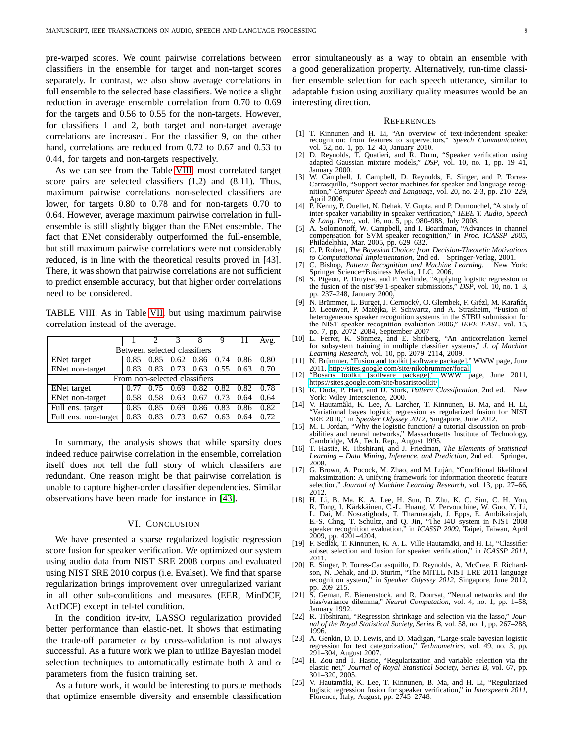pre-warped scores. We count pairwise correlations between classifiers in the ensemble for target and non-target scores separately. In contrast, we also show average correlations in full ensemble to the selected base classifiers. We notice a slight reduction in average ensemble correlation from 0.70 to 0.69 for the targets and 0.56 to 0.55 for the non-targets. However, for classifiers 1 and 2, both target and non-target average correlations are increased. For the classifier 9, on the other hand, correlations are reduced from 0.72 to 0.67 and 0.53 to 0.44, for targets and non-targets respectively.

As we can see from the Table VIII, most correlated target score pairs are selected classifiers (1,2) and (8,11). Thus, maximum pairwise correlations non-selected classifiers are lower, for targets 0.80 to 0.78 and for non-targets 0.70 to 0.64. However, average maximum pairwise correlation in full-ensemble is still slightly bigger than the ENet ensemble. The fact that ENet considerably outperformed the full-ensemble, but still maximum pairwise correlations were not considerably reduced, is in line with the theoretical results proved in [43]. There, it was shown that pairwise correlations are not sufficient to predict ensemble accuracy, but that higher order correlations need to be considered.

TABLE VIII: As in Table VII, but using maximum pairwise correlation instead of the average.

| | 1 | 2 | 3 | 8 | 9 | 11 | Avg. |
|---|---|---|---|---|---|---|---|
| Between selected classifiers | | | | | | | |
| ENet target | 0.85 | 0.85 | 0.62 | 0.86 | 0.74 | 0.86 | 0.80 |
| ENet non-target | 0.83 | 0.83 | 0.73 | 0.63 | 0.55 | 0.63 | 0.70 |
| From non-selected classifiers | | | | | | | |
| ENet target | 0.77 | 0.75 | 0.69 | 0.82 | 0.82 | 0.82 | 0.78 |
| ENet non-target | 0.58 | 0.58 | 0.63 | 0.67 | 0.73 | 0.64 | 0.64 |
| Full ens. target | 0.85 | 0.85 | 0.69 | 0.86 | 0.83 | 0.86 | 0.82 |
| Full ens. non-target | 0.83 | 0.83 | 0.73 | 0.67 | 0.63 | 0.64 | 0.72 |

In summary, the analysis shows that while sparsity does indeed reduce pairwise correlation in the ensemble, correlation itself does not tell the full story of which classifers are redundant. One reason might be that pairwise correlation is unable to capture higher-order classifier dependencies. Similar observations have been made for instance in [43].

## VI. Conclusion

We have presented a sparse regularized logistic regression score fusion for speaker verification. We optimized our system using audio data from NIST SRE 2008 corpus and evaluated using NIST SRE 2010 corpus (i.e. Evalset). We find that sparse regularization brings improvement over unregularized variant in all other sub-conditions and measures (EER, MinDCF, ActDCF) except in tel-tel condition.

In the condition itv-itv, LASSO regularization provided better performance than elastic-net. It shows that estimating the trade-off parameter $\alpha$ by cross-validation is not always successful. As a future work we plan to utilize Bayesian model selection techniques to automatically estimate both $\lambda$ and $\alpha$ parameters from the fusion training set.

As a future work, it would be interesting to pursue methods that optimize ensemble diversity and ensemble classification error simultaneously as a way to obtain an ensemble with a good generalization property. Alternatively, run-time classifier ensemble selection for each speech utterance, similar to adaptable fusion using auxiliary quality measures would be an interesting direction.

## References

[1] T. Kinnunen and H. Li, "An overview of text-independent speaker recognition: from features to supervectors," *Speech Communication*, vol. 52, no. 1, pp. 12–40, January 2010.

[2] D. Reynolds, T. Quatieri, and R. Dunn, "Speaker verification using adapted Gaussian mixture models," *DSP*, vol. 10, no. 1, pp. 19–41, January 2000.

[3] W. Campbell, J. Campbell, D. Reynolds, E. Singer, and P. Torres-Carrasquillo, "Support vector machines for speaker and language recognition," *Computer Speech and Language*, vol. 20, no. 2-3, pp. 210–229, April 2006.

[4] P. Kenny, P. Ouellet, N. Dehak, V. Gupta, and P. Dumouchel, "A study of inter-speaker variability in speaker verification," *IEEE T. Audio, Speech & Lang. Proc.*, vol. 16, no. 5, pp. 980–988, July 2008.

[5] A. Solomonoff, W. Campbell, and I. Boardman, "Advances in channel compensation for SVM speaker recognition," in *Proc. ICASSP 2005*, Philadelphia, Mar. 2005, pp. 629–632.

[6] C. P. Robert, *The Bayesian Choice: from Decision-Theoretic Motivations to Computational Implementation*, 2nd ed. Springer-Verlag, 2001.

[7] C. Bishop, *Pattern Recognition and Machine Learning*. New York: Springer Science+Business Media, LLC, 2006.

[8] S. Pigeon, P. Druytsa, and P. Verlinde, "Applying logistic regression to the fusion of the nist'99 1-speaker submissions," *DSP*, vol. 10, no. 1–3, pp. 237–248, January 2000.

[9] N. Brümmer, L. Burget, J. Černocký, O. Glembek, F. Grézl, M. Karafiát, D. Leeuwen, P. Matějka, P. Schwartz, and A. Strasheim, "Fusion of heterogeneous speaker recognition systems in the STBU submission for the NIST speaker recognition evaluation 2006," *IEEE T-ASL*, vol. 15, no. 7, pp. 2072–2084, September 2007.

[10] L. Ferrer, K. Sönmez, and E. Shriberg, "An anticorrelation kernel for subsystem training in multiple classifier systems," *J. of Machine Learning Research*, vol. 10, pp. 2079–2114, 2009.

[11] N. Brümmer, "Fusion and toolkit [software package]," WWW page, June 2011, http://sites.google.com/site/nikobrummer/focal.

[12] "Bosaris toolkit [software package]," WWW page, June 2011, https://sites.google.com/site/bosaristoolkit/.

[13] R. Duda, P. Hart, and D. Stork, *Pattern Classification*, 2nd ed. New York: Wiley Interscience, 2000.

[14] V. Hautamäki, K. Lee, A. Larcher, T. Kinnunen, B. Ma, and H. Li, "Variational bayes logistic regression as regularized fusion for NIST SRE 2010," in *Speaker Odyssey 2012*, Singapore, June 2012.

[15] M. I. Jordan, "Why the logistic function? a tutorial discussion on probabilities and neural networks," Massachusetts Institute of Technology, Cambridge, MA, Tech. Rep., August 1995.

[16] T. Hastie, R. Tibshirani, and J. Friedman, *The Elements of Statistical Learning – Data Mining, Inference, and Prediction*, 2nd ed. Springer, 2008.

[17] G. Brown, A. Pocock, M. Zhao, and M. Luján, "Conditional likelihood maksimization: A unifying framework for information theoretic feature selection," *Journal of Machine Learning Research*, vol. 13, pp. 27–66, 2012.

[18] H. Li, B. Ma, K. A. Lee, H. Sun, D. Zhu, K. C. Sim, C. H. You, R. Tong, I. Kärkkäinen, C.-L. Huang, V. Pervouchine, W. Guo, Y. Li, L. Dai, M. Nosratighods, T. Tharmarajah, J. Epps, E. Ambikairajah, E.-S. Chng, T. Schultz, and Q. Jin, "The I4U system in NIST 2008 speaker recognition evaluation," in *ICASSP 2009*, Taipei, Taiwan, April 2009, pp. 4201–4204.

[19] F. Sedlák, T. Kinnunen, K. A. L. Ville Hautamäki, and H. Li, "Classifier subset selection and fusion for speaker verification," in *ICASSP 2011*, 2011.

[20] E. Singer, P. Torres-Carrasquillo, D. Reynolds, A. McCree, F. Richardson, N. Dehak, and D. Sturim, "The MITLL NIST LRE 2011 language recognition system," in *Speaker Odyssey 2012*, Singapore, June 2012, pp. 209–215.

[21] S. Geman, E. Bienenstock, and R. Doursat, "Neural networks and the bias/variance dilemma," *Neural Computation*, vol. 4, no. 1, pp. 1–58, January 1992.

[22] R. Tibshirani, "Regression shrinkage and selection via the lasso," *Journal of the Royal Statistical Society, Series B*, vol. 58, no. 1, pp. 267–288, 1996.

[23] A. Genkin, D. D. Lewis, and D. Madigan, "Large-scale bayesian logistic regression for text categorization," *Technometrics*, vol. 49, no. 3, pp. 291–304, August 2007.

[24] H. Zou and T. Hastie, "Regularization and variable selection via the elastic net," *Journal of Royal Statistical Society, Series B*, vol. 67, pp. 301–320, 2005.

[25] V. Hautamäki, K. Lee, T. Kinnunen, B. Ma, and H. Li, "Regularized logistic regression fusion for speaker verification," in *Interspeech 2011*, Florence, Italy, August, pp. 2745–2748.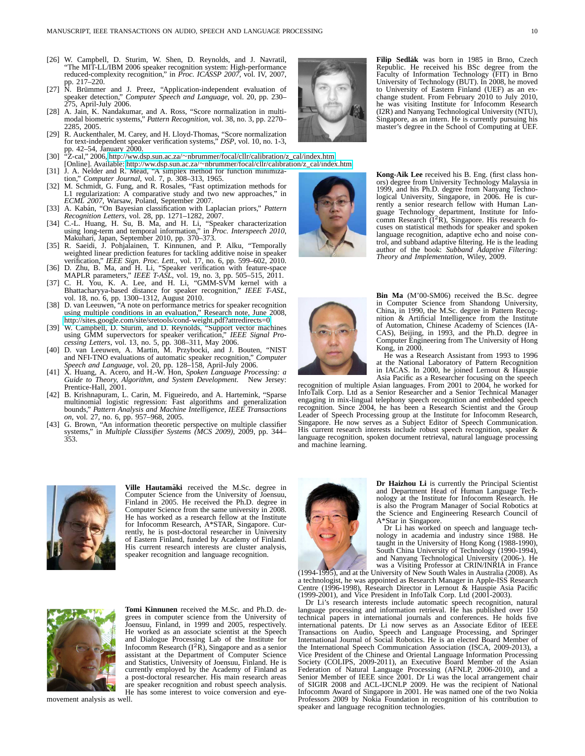[26] W. Campbell, D. Sturim, W. Shen, D. Reynolds, and J. Navratil, "The MIT-LL/IBM 2006 speaker recognition system: High-performance reduced-complexity recognition," in *Proc. ICASSP 2007*, vol. IV, 2007, pp. 217–220.

[27] N. Brümmer and J. Preez, "Application-independent evaluation of speaker detection," *Computer Speech and Language*, vol. 20, pp. 230–275, April-July 2006.

[28] A. Jain, K. Nandakumar, and A. Ross, "Score normalization in multimodal biometric systems," *Pattern Recognition*, vol. 38, no. 3, pp. 2270–2285, 2005.

[29] R. Auckenthaler, M. Carey, and H. Lloyd-Thomas, "Score normalization for text-independent speaker verification systems," *DSP*, vol. 10, no. 1-3, pp. 42–54, January 2000.

[30] "Z-cal," 2006, http://ww.dsp.sun.ac.za/∼nbrummer/focal/cllr/calibration/z_cal/index.htm [Online]. Available: http://ww.dsp.sun.ac.za/∼nbrummer/focal/cllr/calibration/z_cal/index.htm

[31] J. A. Nelder and R. Mead, "A simplex method for function minimization," *Computer Journal*, vol. 7, p. 308–313, 1965.

[32] M. Schmidt, G. Fung, and R. Rosales, "Fast optimization methods for L1 regularization: A comparative study and two new approaches," in *ECML 2007*, Warsaw, Poland, September 2007.

[33] A. Kabán, "On Bayesian classification with Laplacian priors," *Pattern Recognition Letters*, vol. 28, pp. 1271–1282, 2007.

[34] C.-L. Huang, H. Su, B. Ma, and H. Li, "Speaker characterization using long-term and temporal information," in *Proc. Interspeech 2010*, Makuhari, Japan, September 2010, pp. 370–373.

[35] R. Saeidi, J. Pohjalainen, T. Kinnunen, and P. Alku, "Temporally weighted linear prediction features for tackling additive noise in speaker verification," *IEEE Sign. Proc. Lett.*, vol. 17, no. 6, pp. 599–602, 2010.

[36] D. Zhu, B. Ma, and H. Li, "Speaker verification with feature-space MAPLR parameters," *IEEE T-ASL*, vol. 19, no. 3, pp. 505–515, 2011.

[37] C. H. You, K. A. Lee, and H.-W. Li, "GMM-SVM kernel with a Bhattacharyya-based distance for speaker recognition," *IEEE T-ASL*, vol. 18, no. 6, pp. 1300–1312, August 2010.

[38] D. van Leeuwen, "A note on performance metrics for speaker recognition using multiple conditions in an evaluation," Research note, June 2008, http://sites.google.com/site/sretools/cond-weight.pdf?attredirects=0.

[39] W. Campbell, D. Sturim, and D. Reynolds, "Support vector machines using GMM supervectors for speaker verification," *IEEE Signal Processing Letters*, vol. 13, no. 5, pp. 308–311, May 2006.

[40] D. van Leeuwen, A. Martin, M. Przybocki, and J. Bouten, "NIST and NFI-TNO evaluations of automatic speaker recognition," *Computer Speech and Language*, vol. 20, pp. 128–158, April-July 2006.

[41] X. Huang, A. Acero, and H.-W. Hon, *Spoken Language Processing: a Guide to Theory, Algorithm, and System Development*. New Jersey: Prentice-Hall, 2001.

[42] B. Krishnapuram, L. Carin, M. Figueiredo, and A. Hartemink, "Sparse multinomial logistic regression: Fast algorithms and generalization bounds," *Pattern Analysis and Machine Intelligence, IEEE Transactions on*, vol. 27, no. 6, pp. 957–968, 2005.

[43] G. Brown, "An information theoretic perspective on multiple classifier systems," in *Multiple Classifier Systems (MCS 2009)*, 2009, pp. 344–353.

**Filip Sedlák** was born in 1985 in Brno, Czech Republic. He received his BSc degree from the Faculty of Information Technology (FIT) in Brno University of Technology (BUT). In 2008, he moved to University of Eastern Finland (UEF) as an exchange student. From February 2010 to July 2010, he was visiting Institute for Infocomm Research (I2R) and Nanyang Technological University (NTU), Singapore, as an intern. He is currently pursuing his master's degree in the School of Computing at UEF.

**Kong-Aik Lee** received his B. Eng. (first class honors) degree from University Technology Malaysia in 1999, and his Ph.D. degree from Nanyang Technological University, Singapore, in 2006. He is currently a senior research fellow with Human Language Technology department, Institute for Infocomm Research ($I^2R$), Singapore. His research focuses on statistical methods for speaker and spoken language recognition, adaptive echo and noise control, and subband adaptive filtering. He is the leading author of the book: *Subband Adaptive Filtering: Theory and Implementation*, Wiley, 2009.

**Bin Ma** (M'00-SM06) received the B.Sc. degree in Computer Science from Shandong University, China, in 1990, the M.Sc. degree in Pattern Recognition & Artificial Intelligence from the Institute of Automation, Chinese Academy of Sciences (IACAS), Beijing, in 1993, and the Ph.D. degree in Computer Engineering from The University of Hong Kong, in 2000.

He was a Research Assistant from 1993 to 1996 at the National Laboratory of Pattern Recognition in IACAS. In 2000, he joined Lernout & Hauspie Asia Pacific as a Researcher focusing on the speech recognition of multiple Asian languages. From 2001 to 2004, he worked for InfoTalk Corp. Ltd as a Senior Researcher and a Senior Technical Manager engaging in mix-lingual telephony speech recognition and embedded speech recognition. Since 2004, he has been a Research Scientist and the Group Leader of Speech Processing group at the Institute for Infocomm Research, Singapore. He now serves as a Subject Editor of Speech Communication. His current research interests include robust speech recognition, speaker & language recognition, spoken document retrieval, natural language processing and machine learning.

**Ville Hautamäki** received the M.Sc. degree in Computer Science from the University of Joensuu, Finland in 2005. He received the Ph.D. degree in Computer Science from the same university in 2008. He has worked as a research fellow at the Institute for Infocomm Research, A*STAR, Singapore. Currently, he is post-doctoral researcher in University of Eastern Finland, funded by Academy of Finland. His current research interests are cluster analysis, speaker recognition and language recognition.

**Tomi Kinnunen** received the M.Sc. and Ph.D. degrees in computer science from the University of Joensuu, Finland, in 1999 and 2005, respectively. He worked as an associate scientist at the Speech and Dialogue Processing Lab of the Institute for Infocomm Research ($I^2R$), Singapore and as a senior assistant at the Department of Computer Science and Statistics, University of Joensuu, Finland. He is currently employed by the Academy of Finland as a post-doctoral researcher. His main research areas are speaker recognition and robust speech analysis. He has some interest to voice conversion and eye-movement analysis as well.

**Dr Haizhou Li** is currently the Principal Scientist and Department Head of Human Language Technology at the Institute for Infocomm Research. He is also the Program Manager of Social Robotics at the Science and Engineering Research Council of A*Star in Singapore.

Dr Li has worked on speech and language technology in academia and industry since 1988. He taught in the University of Hong Kong (1988-1990), South China University of Technology (1990-1994), and Nanyang Technological University (2006-). He was a Visiting Professor at CRIN/INRIA in France (1994-1995), and at the University of New South Wales in Australia (2008). As a technologist, he was appointed as Research Manager in Apple-ISS Research Centre (1996-1998), Research Director in Lernout & Hauspie Asia Pacific (1999-2001), and Vice President in InfoTalk Corp. Ltd (2001-2003).

Dr Li's research interests include automatic speech recognition, natural language processing and information retrieval. He has published over 150 technical papers in international journals and conferences. He holds five international patents. Dr Li now serves as an Associate Editor of IEEE Transactions on Audio, Speech and Language Processing, and Springer International Journal of Social Robotics. He is an elected Board Member of the International Speech Communication Association (ISCA, 2009-2013), a Vice President of the Chinese and Oriental Language Information Processing Society (COLIPS, 2009-2011), an Executive Board Member of the Asian Federation of Natural Language Processing (AFNLP, 2006-2010), and a Senior Member of IEEE since 2001. Dr Li was the local arrangement chair of SIGIR 2008 and ACL-IJCNLP 2009. He was the recipient of National Infocomm Award of Singapore in 2001. He was named one of the two Nokia Professors 2009 by Nokia Foundation in recognition of his contribution to speaker and language recognition technologies.